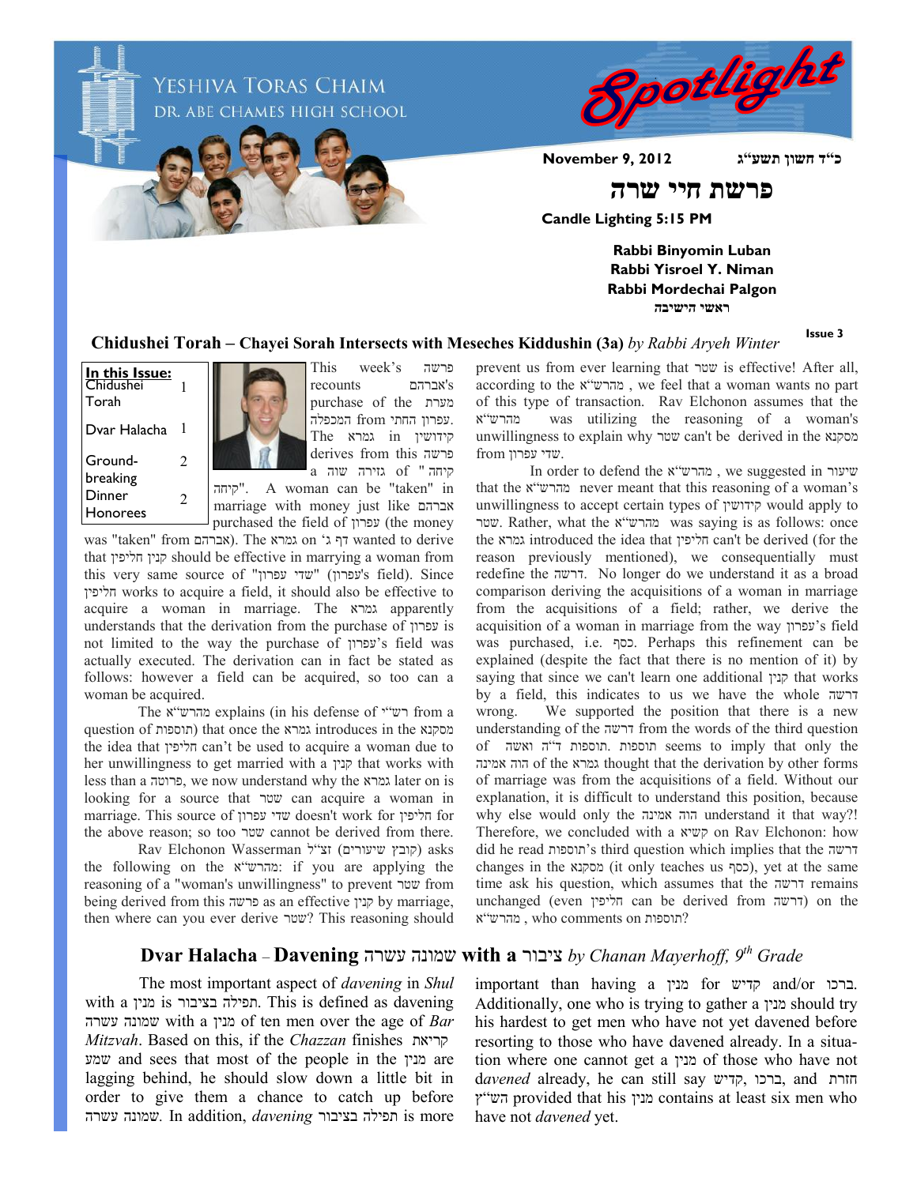YESHIVA TORAS CHAIM
DR. ABE CHAMES HIGH SCHOOL

# Spotlight

**November 9, 2012** **כ"ד חשון תשע"ג**

## פרשת חיי שרה

**Candle Lighting 5:15 PM**

**Rabbi Binyomin Luban**
**Rabbi Yisroel Y. Niman**
**Rabbi Mordechai Palgon**
**ראשי הישיבה**

**Issue 3**

**In this Issue:**

| | |
|---|---|
| Chidushei Torah | 1 |
| Dvar Halacha | 1 |
| Ground-breaking Dinner Honorees | 2 |

## Chidushei Torah – Chayei Sorah Intersects with Meseches Kiddushin (3a) *by Rabbi Aryeh Winter*

This week's פרשה recounts אברהם's purchase of the מערת המכפלה from עפרון החתי. The גמרא in קידושין derives from this פרשה a " גזירה שוה of " קיחה קיחה". A woman can be "taken" in marriage with money just like אברהם purchased the field of עפרון (the money was "taken" from אברהם). The גמרא on דף ג' wanted to derive that קנין חליפין should be effective in marrying a woman from this very same source of "שדי עפרון" (עפרון's field). Since חליפין works to acquire a field, it should also be effective to acquire a woman in marriage. The גמרא apparently understands that the derivation from the purchase of עפרון is not limited to the way the purchase of עפרון's field was actually executed. The derivation can in fact be stated as follows: however a field can be acquired, so too can a woman be acquired.

The מהרש"א explains (in his defense of רש"י from a question of תוספות) that once the גמרא introduces in the מסקנא the idea that חליפין can't be used to acquire a woman due to her unwillingness to get married with a קנין that works with less than a פרוטה, we now understand why the גמרא later on is looking for a source that שטר can acquire a woman in marriage. This source of שדי עפרון doesn't work for חליפין for the above reason; so too שטר cannot be derived from there.

Rav Elchonon Wasserman זצ"ל (קובץ שיעורים) asks the following on the מהרש"א: if you are applying the reasoning of a "woman's unwillingness" to prevent שטר from being derived from this פרשה as an effective קנין by marriage, then where can you ever derive שטר? This reasoning should prevent us from ever learning that שטר is effective! After all, according to the מהרש"א , we feel that a woman wants no part of this type of transaction. Rav Elchonon assumes that the מהרש"א was utilizing the reasoning of a woman's unwillingness to explain why שטר can't be derived in the מסקנא from שדי עפרון.

In order to defend the מהרש"א , we suggested in שיעור that the מהרש"א never meant that this reasoning of a woman's unwillingness to accept certain types of קידושין would apply to שטר. Rather, what the מהרש"א was saying is as follows: once the גמרא introduced the idea that חליפין can't be derived (for the reason previously mentioned), we consequentially must redefine the דרשה. No longer do we understand it as a broad comparison deriving the acquisitions of a woman in marriage from the acquisitions of a field; rather, we derive the acquisition of a woman in marriage from the way עפרון's field was purchased, i.e. כסף. Perhaps this refinement can be explained (despite the fact that there is no mention of it) by saying that since we can't learn one additional קנין that works by a field, this indicates to us we have the whole דרשה wrong. We supported the position that there is a new understanding of the דרשה from the words of the third question of תוספות ד"ה ואשה. תוספות seems to imply that only the הוה אמינה of the גמרא thought that the derivation by other forms of marriage was from the acquisitions of a field. Without our explanation, it is difficult to understand this position, because why else would only the הוה אמינה understand it that way?! Therefore, we concluded with a קשיא on Rav Elchonon: how did he read תוספות's third question which implies that the דרשה changes in the מסקנא (it only teaches us כסף), yet at the same time ask his question, which assumes that the דרשה remains unchanged (even חליפין can be derived from דרשה) on the מהרש"א , who comments on תוספות?

## Dvar Halacha – Davening שמונה עשרה with a ציבור *by Chanan Mayerhoff, 9th Grade*

The most important aspect of *davening* in *Shul* with a מנין is תפילה בציבור. This is defined as davening שמונה עשרה with a מנין of ten men over the age of *Bar Mitzvah*. Based on this, if the *Chazzan* finishes קריאת שמע and sees that most of the people in the מנין are lagging behind, he should slow down a little bit in order to give them a chance to catch up before שמונה עשרה. In addition, *davening* תפילה בציבור is more important than having a מנין for קדיש and/or ברכו. Additionally, one who is trying to gather a מנין should try his hardest to get men who have not yet davened before resorting to those who have davened already. In a situation where one cannot get a מנין of those who have not d*avened* already, he can still say קדיש, ברכו, and חזרת הש"ץ provided that his מנין contains at least six men who have not *davened* yet.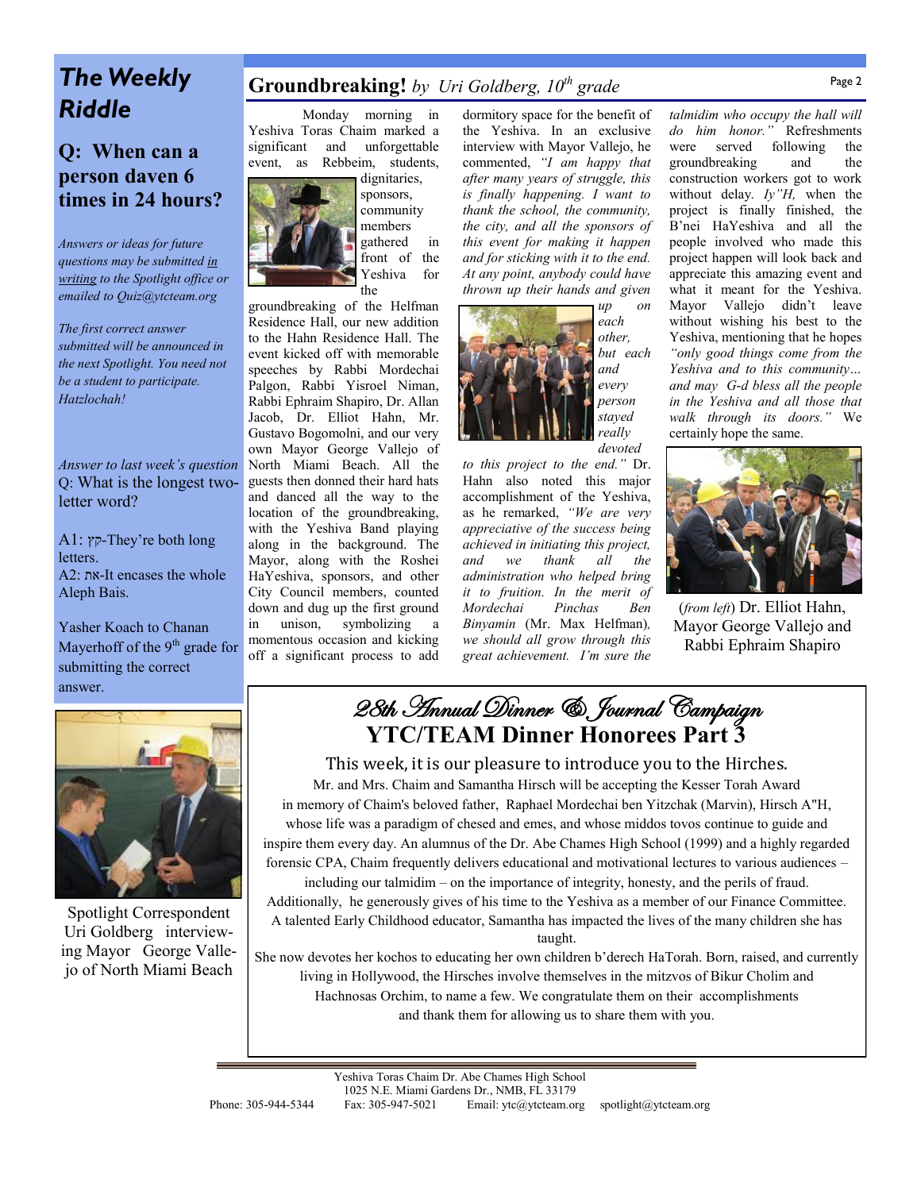# The Weekly Riddle

## Q: When can a person daven 6 times in 24 hours?

*Answers or ideas for future questions may be submitted in writing to the Spotlight office or emailed to Quiz@ytcteam.org*

*The first correct answer submitted will be announced in the next Spotlight. You need not be a student to participate. Hatzlochah!*

*Answer to last week's question*
Q: What is the longest two-letter word?

A1: קץ-They're both long letters.
A2: את-It encases the whole Aleph Bais.

Yasher Koach to Chanan Mayerhoff of the 9th grade for submitting the correct answer.

Spotlight Correspondent Uri Goldberg interviewing Mayor George Vallejo of North Miami Beach

## Groundbreaking! *by Uri Goldberg, 10th grade*

Monday morning in Yeshiva Toras Chaim marked a significant and unforgettable event, as Rebbeim, students, dignitaries, sponsors, community members gathered in front of the Yeshiva for the groundbreaking of the Helfman Residence Hall, our new addition to the Hahn Residence Hall. The event kicked off with memorable speeches by Rabbi Mordechai Palgon, Rabbi Yisroel Niman, Rabbi Ephraim Shapiro, Dr. Allan Jacob, Dr. Elliot Hahn, Mr. Gustavo Bogomolni, and our very own Mayor George Vallejo of North Miami Beach. All the guests then donned their hard hats and danced all the way to the location of the groundbreaking, with the Yeshiva Band playing along in the background. The Mayor, along with the Roshei HaYeshiva, sponsors, and other City Council members, counted down and dug up the first ground in unison, symbolizing a momentous occasion and kicking off a significant process to add dormitory space for the benefit of the Yeshiva. In an exclusive interview with Mayor Vallejo, he commented, *"I am happy that after many years of struggle, this is finally happening. I want to thank the school, the community, the city, and all the sponsors of this event for making it happen and for sticking with it to the end. At any point, anybody could have thrown up their hands and given up on each other, but each and every person stayed really devoted to this project to the end."* Dr. Hahn also noted this major accomplishment of the Yeshiva, as he remarked, *"We are very appreciative of the success being achieved in initiating this project, and we thank all the administration who helped bring it to fruition. In the merit of Mordechai Pinchas Ben Binyamin* (Mr. Max Helfman)*, we should all grow through this great achievement. I'm sure the talmidim who occupy the hall will do him honor."* Refreshments were served following the groundbreaking and the construction workers got to work without delay. *Iy"H,* when the project is finally finished, the B'nei HaYeshiva and all the people involved who made this project happen will look back and appreciate this amazing event and what it meant for the Yeshiva. Mayor Vallejo didn't leave without wishing his best to the Yeshiva, mentioning that he hopes *"only good things come from the Yeshiva and to this community… and may G-d bless all the people in the Yeshiva and all those that walk through its doors."* We certainly hope the same.

(*from left*) Dr. Elliot Hahn, Mayor George Vallejo and Rabbi Ephraim Shapiro

## *28th Annual Dinner & Journal Campaign*

## YTC/TEAM Dinner Honorees Part 3

This week, it is our pleasure to introduce you to the Hirches.

Mr. and Mrs. Chaim and Samantha Hirsch will be accepting the Kesser Torah Award in memory of Chaim's beloved father, Raphael Mordechai ben Yitzchak (Marvin), Hirsch A"H, whose life was a paradigm of chesed and emes, and whose middos tovos continue to guide and inspire them every day. An alumnus of the Dr. Abe Chames High School (1999) and a highly regarded forensic CPA, Chaim frequently delivers educational and motivational lectures to various audiences – including our talmidim – on the importance of integrity, honesty, and the perils of fraud. Additionally, he generously gives of his time to the Yeshiva as a member of our Finance Committee. A talented Early Childhood educator, Samantha has impacted the lives of the many children she has taught. She now devotes her kochos to educating her own children b'derech HaTorah. Born, raised, and currently living in Hollywood, the Hirsches involve themselves in the mitzvos of Bikur Cholim and Hachnosas Orchim, to name a few. We congratulate them on their accomplishments and thank them for allowing us to share them with you.

Yeshiva Toras Chaim Dr. Abe Chames High School
1025 N.E. Miami Gardens Dr., NMB, FL 33179
Phone: 305-944-5344 Fax: 305-947-5021 Email: ytc@ytcteam.org spotlight@ytcteam.org